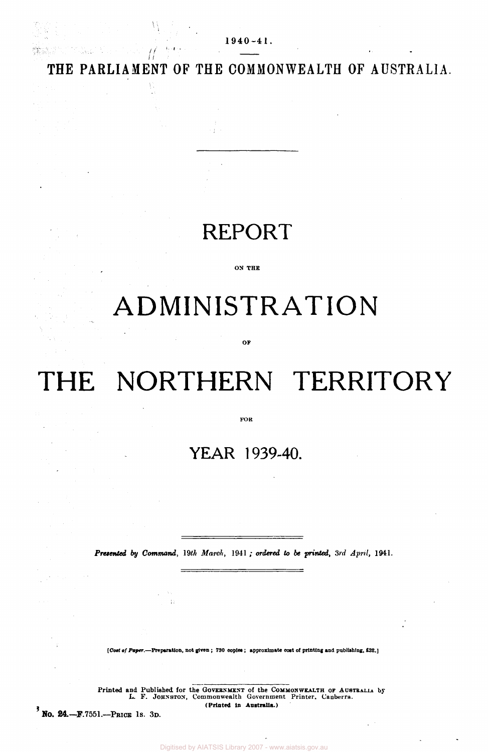1940-41.

THE PARLIAMENT OF THE COMMONWEALTH OF AUSTRALIA.

# REPORT

ON THE

# ADMINISTRATION

OF

# THE NORTHERN TERRITORY

FOR

## YEAR 1939-40.

*Presented by Command, 19th March, 1941; ordered to be printed, 3rd April, 1941.*

[*Cost of Paper.*—Preparation, not given; 730 copies; approximate cost of printing and publishing, £32.]

Printed and Published for the GOVERNMENT of the COMMONWEALTH OF AUSTRALIA by L. F. JOHNSTON, Commonwealth Government Printer, Canberra.
(Printed in Australia.)

**No. 24.—F.7551.—PRICE 1s. 3D.**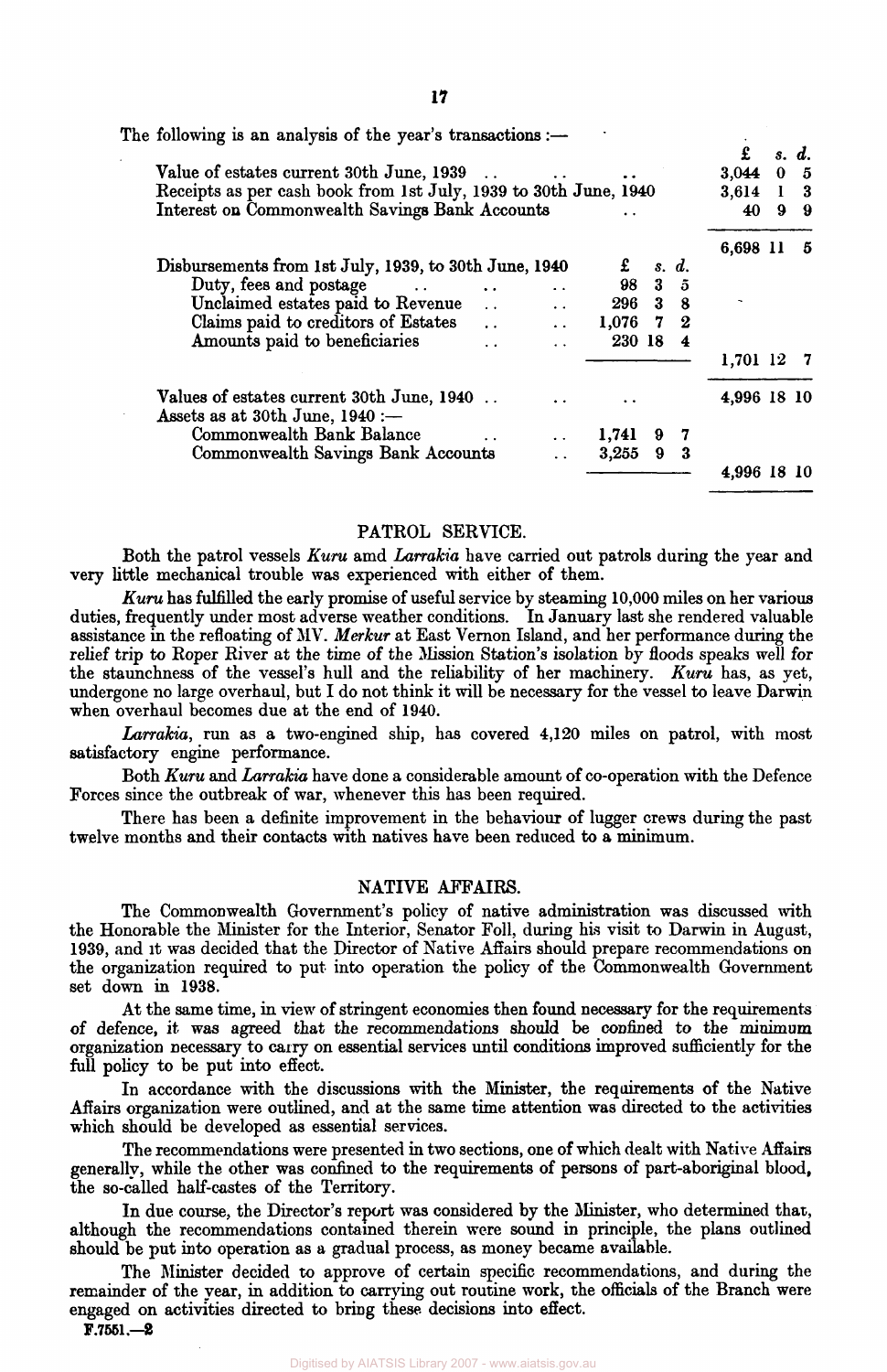The following is an analysis of the year's transactions :—

| | £ s. d. | £ s. d. |
|---|---|---|
| Value of estates current 30th June, 1939 | | 3,044 0 5 |
| Receipts as per cash book from 1st July, 1939 to 30th June, 1940 | | 3,614 1 3 |
| Interest on Commonwealth Savings Bank Accounts | | 40 9 9 |
| | | 6,698 11 5 |
| Disbursements from 1st July, 1939, to 30th June, 1940 | | |
| Duty, fees and postage | 98 3 5 | |
| Unclaimed estates paid to Revenue | 296 3 8 | |
| Claims paid to creditors of Estates | 1,076 7 2 | |
| Amounts paid to beneficiaries | 230 18 4 | |
| | | 1,701 12 7 |
| Values of estates current 30th June, 1940 | | 4,996 18 10 |
| Assets as at 30th June, 1940 :— | | |
| Commonwealth Bank Balance | 1,741 9 7 | |
| Commonwealth Savings Bank Accounts | 3,255 9 3 | |
| | | 4,996 18 10 |

## PATROL SERVICE.

Both the patrol vessels *Kuru* amd *Larrakia* have carried out patrols during the year and very little mechanical trouble was experienced with either of them.

*Kuru* has fulfilled the early promise of useful service by steaming 10,000 miles on her various duties, frequently under most adverse weather conditions. In January last she rendered valuable assistance in the refloating of MV. *Merkur* at East Vernon Island, and her performance during the relief trip to Roper River at the time of the Mission Station's isolation by floods speaks well for the staunchness of the vessel's hull and the reliability of her machinery. *Kuru* has, as yet, undergone no large overhaul, but I do not think it will be necessary for the vessel to leave Darwin when overhaul becomes due at the end of 1940.

*Larrakia*, run as a two-engined ship, has covered 4,120 miles on patrol, with most satisfactory engine performance.

Both *Kuru* and *Larrakia* have done a considerable amount of co-operation with the Defence Forces since the outbreak of war, whenever this has been required.

There has been a definite improvement in the behaviour of lugger crews during the past twelve months and their contacts with natives have been reduced to a minimum.

## NATIVE AFFAIRS.

The Commonwealth Government's policy of native administration was discussed with the Honorable the Minister for the Interior, Senator Foll, during his visit to Darwin in August, 1939, and it was decided that the Director of Native Affairs should prepare recommendations on the organization required to put into operation the policy of the Commonwealth Government set down in 1938.

At the same time, in view of stringent economies then found necessary for the requirements of defence, it was agreed that the recommendations should be confined to the minimum organization necessary to carry on essential services until conditions improved sufficiently for the full policy to be put into effect.

In accordance with the discussions with the Minister, the requirements of the Native Affairs organization were outlined, and at the same time attention was directed to the activities which should be developed as essential services.

The recommendations were presented in two sections, one of which dealt with Native Affairs generally, while the other was confined to the requirements of persons of part-aboriginal blood, the so-called half-castes of the Territory.

In due course, the Director's report was considered by the Minister, who determined that, although the recommendations contained therein were sound in principle, the plans outlined should be put into operation as a gradual process, as money became available.

The Minister decided to approve of certain specific recommendations, and during the remainder of the year, in addition to carrying out routine work, the officials of the Branch were engaged on activities directed to bring these decisions into effect.

F.7551.—2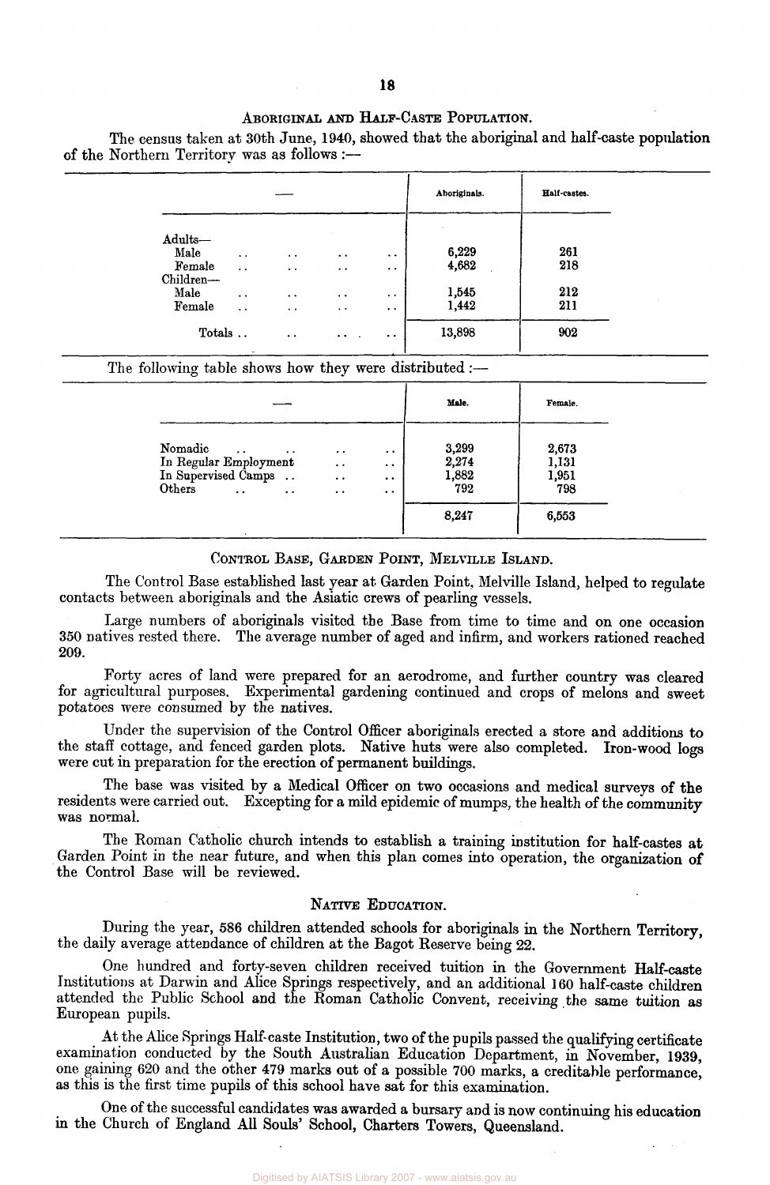## Aboriginal and Half-Caste Population.

The census taken at 30th June, 1940, showed that the aboriginal and half-caste population of the Northern Territory was as follows :—

| — | Aboriginals. | Half-castes. |
|---|---|---|
| Adults— | | |
| Male .. .. .. .. | 6,229 | 261 |
| Female .. .. .. .. | 4,682 | 218 |
| Children— | | |
| Male .. .. .. .. | 1,545 | 212 |
| Female .. .. .. .. | 1,442 | 211 |
| Totals .. .. .. .. | 13,898 | 902 |

The following table shows how they were distributed :—

| — | Male. | Female. |
|---|---|---|
| Nomadic .. .. .. .. | 3,299 | 2,673 |
| In Regular Employment .. .. | 2,274 | 1,131 |
| In Supervised Camps .. .. .. | 1,882 | 1,951 |
| Others .. .. .. .. | 792 | 798 |
| | 8,247 | 6,553 |

## Control Base, Garden Point, Melville Island.

The Control Base established last year at Garden Point, Melville Island, helped to regulate contacts between aboriginals and the Asiatic crews of pearling vessels.

Large numbers of aboriginals visited the Base from time to time and on one occasion 350 natives rested there. The average number of aged and infirm, and workers rationed reached 209.

Forty acres of land were prepared for an aerodrome, and further country was cleared for agricultural purposes. Experimental gardening continued and crops of melons and sweet potatoes were consumed by the natives.

Under the supervision of the Control Officer aboriginals erected a store and additions to the staff cottage, and fenced garden plots. Native huts were also completed. Iron-wood logs were cut in preparation for the erection of permanent buildings.

The base was visited by a Medical Officer on two occasions and medical surveys of the residents were carried out. Excepting for a mild epidemic of mumps, the health of the community was normal.

The Roman Catholic church intends to establish a training institution for half-castes at Garden Point in the near future, and when this plan comes into operation, the organization of the Control Base will be reviewed.

## Native Education.

During the year, 586 children attended schools for aboriginals in the Northern Territory, the daily average attendance of children at the Bagot Reserve being 22.

One hundred and forty-seven children received tuition in the Government Half-caste Institutions at Darwin and Alice Springs respectively, and an additional 160 half-caste children attended the Public School and the Roman Catholic Convent, receiving the same tuition as European pupils.

At the Alice Springs Half-caste Institution, two of the pupils passed the qualifying certificate examination conducted by the South Australian Education Department, in November, 1939, one gaining 620 and the other 479 marks out of a possible 700 marks, a creditable performance, as this is the first time pupils of this school have sat for this examination.

One of the successful candidates was awarded a bursary and is now continuing his education in the Church of England All Souls' School, Charters Towers, Queensland.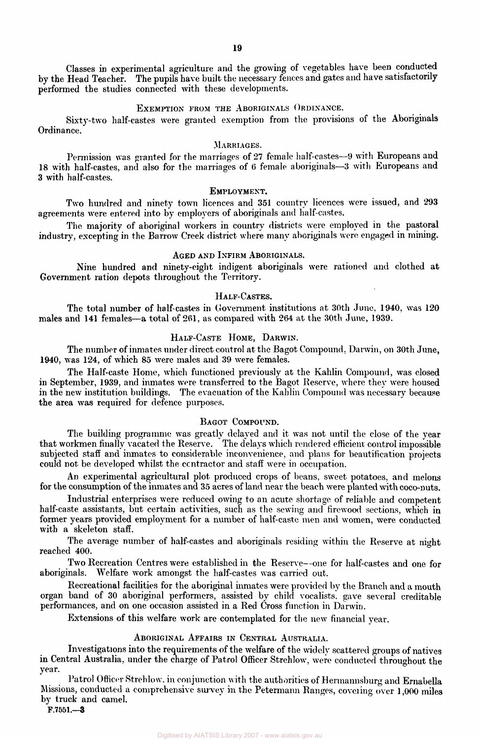Classes in experimental agriculture and the growing of vegetables have been conducted by the Head Teacher. The pupils have built the necessary fences and gates and have satisfactorily performed the studies connected with these developments.

### Exemption from the Aboriginals Ordinance.

Sixty-two half-castes were granted exemption from the provisions of the Aboriginals Ordinance.

### Marriages.

Permission was granted for the marriages of 27 female half-castes—9 with Europeans and 18 with half-castes, and also for the marriages of 6 female aboriginals—3 with Europeans and 3 with half-castes.

### Employment.

Two hundred and ninety town licences and 351 country licences were issued, and 293 agreements were entered into by employers of aboriginals and half-castes.

The majority of aboriginal workers in country districts were employed in the pastoral industry, excepting in the Barrow Creek district where many aboriginals were engaged in mining.

### Aged and Infirm Aboriginals.

Nine hundred and ninety-eight indigent aboriginals were rationed and clothed at Government ration depots throughout the Territory.

### Half-Castes.

The total number of half-castes in Government institutions at 30th June, 1940, was 120 males and 141 females—a total of 261, as compared with 264 at the 30th June, 1939.

### Half-Caste Home, Darwin.

The number of inmates under direct control at the Bagot Compound, Darwin, on 30th June, 1940, was 124, of which 85 were males and 39 were females.

The Half-caste Home, which functioned previously at the Kahlin Compound, was closed in September, 1939, and inmates were transferred to the Bagot Reserve, where they were housed in the new institution buildings. The evacuation of the Kahlin Compound was necessary because the area was required for defence purposes.

### Bagot Compound.

The building programme was greatly delayed and it was not until the close of the year that workmen finally vacated the Reserve. The delays which rendered efficient control impossible subjected staff and inmates to considerable inconvenience, and plans for beautification projects could not be developed whilst the contractor and staff were in occupation.

An experimental agricultural plot produced crops of beans, sweet potatoes, and melons for the consumption of the inmates and 35 acres of land near the beach were planted with coco-nuts.

Industrial enterprises were reduced owing to an acute shortage of reliable and competent half-caste assistants, but certain activities, such as the sewing and firewood sections, which in former years provided employment for a number of half-caste men and women, were conducted with a skeleton staff.

The average number of half-castes and aboriginals residing within the Reserve at night reached 400.

Two Recreation Centres were established in the Reserve—one for half-castes and one for aboriginals. Welfare work amongst the half-castes was carried out.

Recreational facilities for the aboriginal inmates were provided by the Branch and a mouth organ band of 30 aboriginal performers, assisted by child vocalists, gave several creditable performances, and on one occasion assisted in a Red Cross function in Darwin.

Extensions of this welfare work are contemplated for the new financial year.

### Aboriginal Affairs in Central Australia.

Investigations into the requirements of the welfare of the widely scattered groups of natives in Central Australia, under the charge of Patrol Officer Strehlow, were conducted throughout the year.

Patrol Officer Strehlow, in conjunction with the authorities of Hermannsburg and Ernabella Missions, conducted a comprehensive survey in the Petermann Ranges, covering over 1,000 miles by truck and camel.

F.7551.—3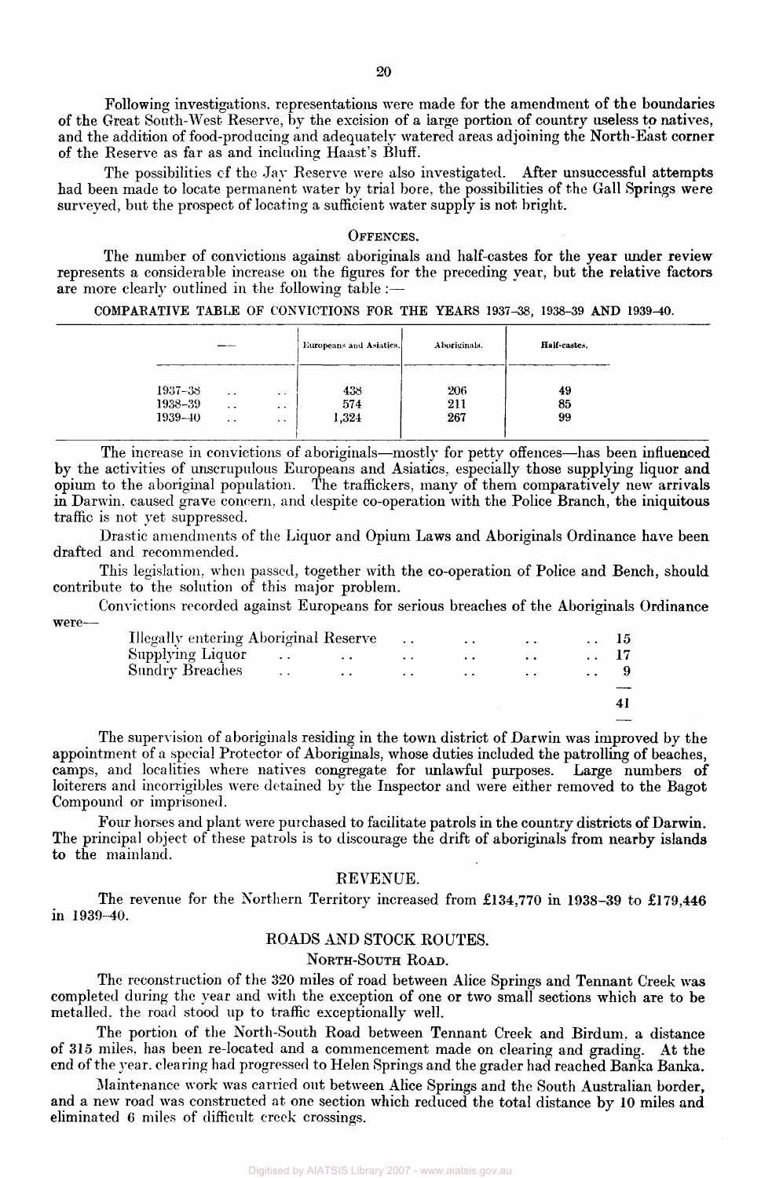Following investigations, representations were made for the amendment of the boundaries of the Great South-West Reserve, by the excision of a large portion of country useless to natives, and the addition of food-producing and adequately watered areas adjoining the North-East corner of the Reserve as far as and including Haast's Bluff.

The possibilities of the Jay Reserve were also investigated. After unsuccessful attempts had been made to locate permanent water by trial bore, the possibilities of the Gall Springs were surveyed, but the prospect of locating a sufficient water supply is not bright.

### OFFENCES.

The number of convictions against aboriginals and half-castes for the year under review represents a considerable increase on the figures for the preceding year, but the relative factors are more clearly outlined in the following table :—

COMPARATIVE TABLE OF CONVICTIONS FOR THE YEARS 1937–38, 1938–39 AND 1939–40.

| — | Europeans and Asiatics. | Aboriginals. | Half-castes. |
|---|---|---|---|
| 1937–38 .. .. | 438 | 206 | 49 |
| 1938–39 .. .. | 574 | 211 | 85 |
| 1939–40 .. .. | 1,324 | 267 | 99 |

The increase in convictions of aboriginals—mostly for petty offences—has been influenced by the activities of unscrupulous Europeans and Asiatics, especially those supplying liquor and opium to the aboriginal population. The traffickers, many of them comparatively new arrivals in Darwin, caused grave concern, and despite co-operation with the Police Branch, the iniquitous traffic is not yet suppressed.

Drastic amendments of the Liquor and Opium Laws and Aboriginals Ordinance have been drafted and recommended.

This legislation, when passed, together with the co-operation of Police and Bench, should contribute to the solution of this major problem.

Convictions recorded against Europeans for serious breaches of the Aboriginals Ordinance were—

| | |
|---|---|
| Illegally entering Aboriginal Reserve .. .. .. .. | 15 |
| Supplying Liquor .. .. .. .. .. .. | 17 |
| Sundry Breaches .. .. .. .. .. .. | 9 |
| | 41 |

The supervision of aboriginals residing in the town district of Darwin was improved by the appointment of a special Protector of Aboriginals, whose duties included the patrolling of beaches, camps, and localities where natives congregate for unlawful purposes. Large numbers of loiterers and incorrigibles were detained by the Inspector and were either removed to the Bagot Compound or imprisoned.

Four horses and plant were purchased to facilitate patrols in the country districts of Darwin. The principal object of these patrols is to discourage the drift of aboriginals from nearby islands to the mainland.

## REVENUE.

The revenue for the Northern Territory increased from £134,770 in 1938–39 to £179,446 in 1939–40.

## ROADS AND STOCK ROUTES.

### NORTH-SOUTH ROAD.

The reconstruction of the 320 miles of road between Alice Springs and Tennant Creek was completed during the year and with the exception of one or two small sections which are to be metalled, the road stood up to traffic exceptionally well.

The portion of the North-South Road between Tennant Creek and Birdum, a distance of 315 miles, has been re-located and a commencement made on clearing and grading. At the end of the year, clearing had progressed to Helen Springs and the grader had reached Banka Banka.

Maintenance work was carried out between Alice Springs and the South Australian border, and a new road was constructed at one section which reduced the total distance by 10 miles and eliminated 6 miles of difficult creek crossings.